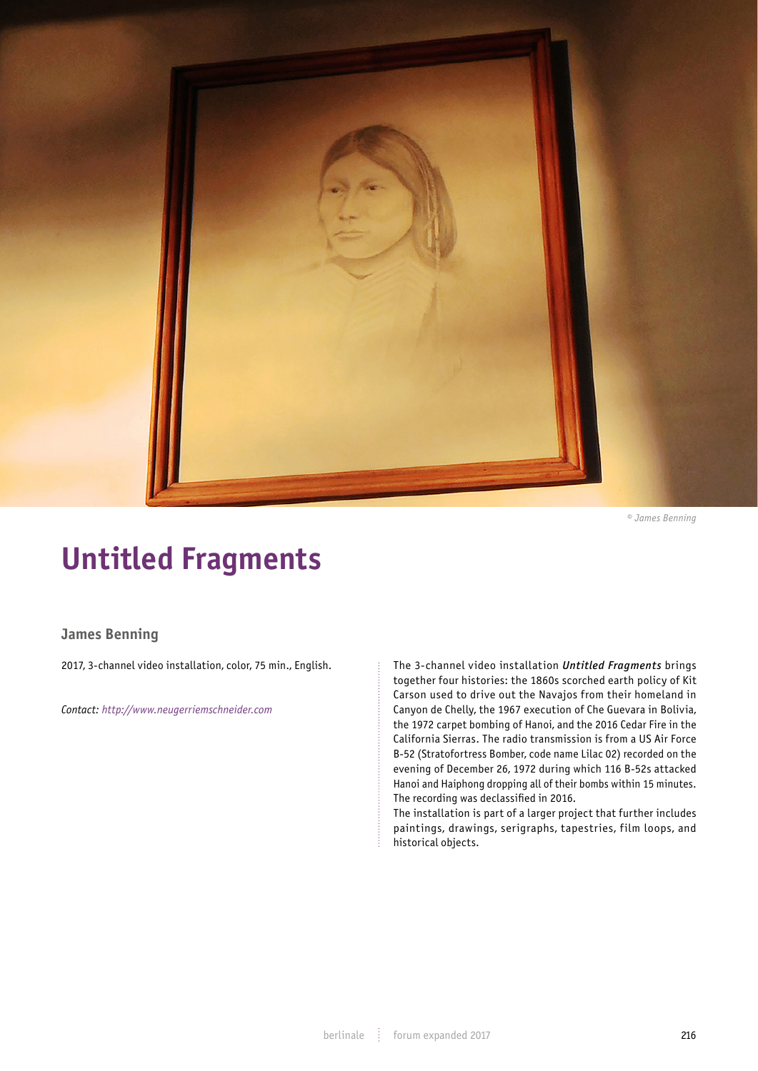© James Benning

# Untitled Fragments

### James Benning

2017, 3-channel video installation, color, 75 min., English.

*Contact: http://www.neugerriemschneider.com*

The 3-channel video installation ***Untitled Fragments*** brings together four histories: the 1860s scorched earth policy of Kit Carson used to drive out the Navajos from their homeland in Canyon de Chelly, the 1967 execution of Che Guevara in Bolivia, the 1972 carpet bombing of Hanoi, and the 2016 Cedar Fire in the California Sierras. The radio transmission is from a US Air Force B-52 (Stratofortress Bomber, code name Lilac 02) recorded on the evening of December 26, 1972 during which 116 B-52s attacked Hanoi and Haiphong dropping all of their bombs within 15 minutes. The recording was declassified in 2016.

The installation is part of a larger project that further includes paintings, drawings, serigraphs, tapestries, film loops, and historical objects.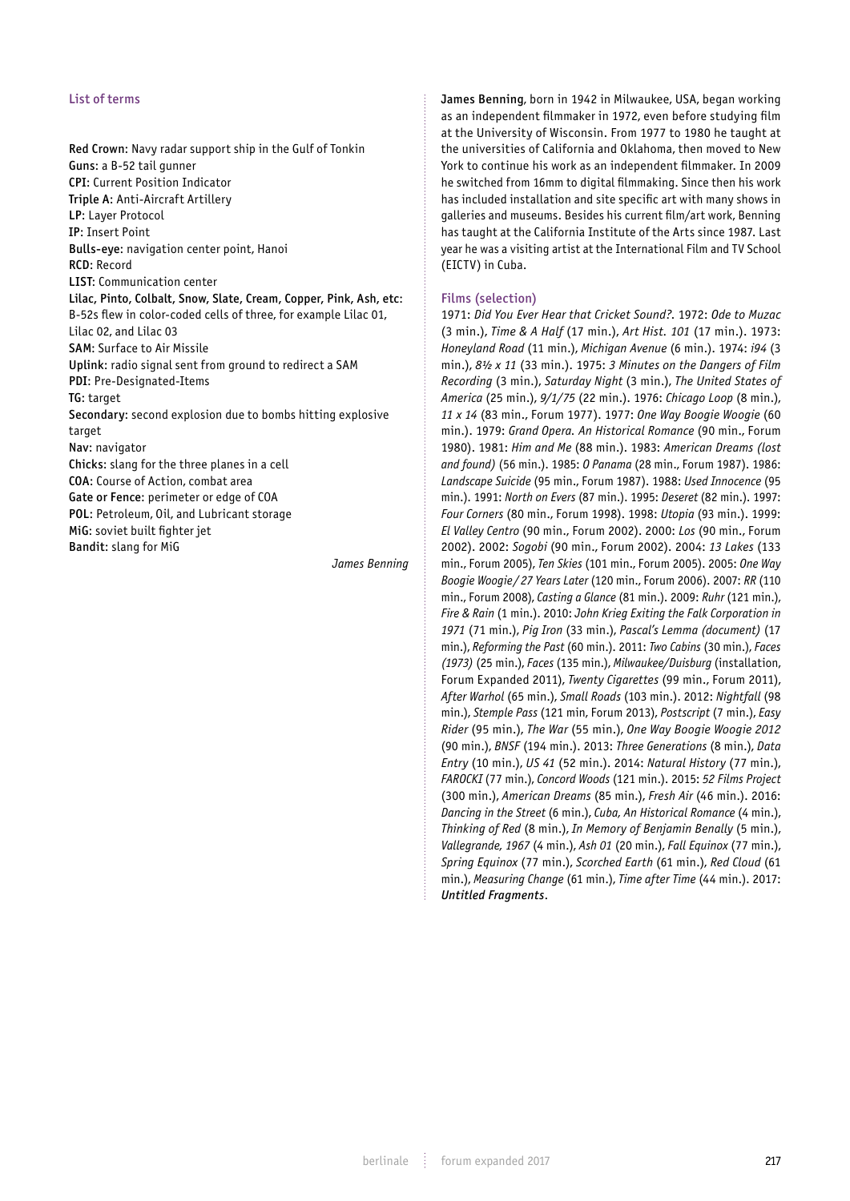## List of terms

**Red Crown**: Navy radar support ship in the Gulf of Tonkin
**Guns**: a B-52 tail gunner
**CPI**: Current Position Indicator
**Triple A**: Anti-Aircraft Artillery
**LP**: Layer Protocol
**IP**: Insert Point
**Bulls-eye**: navigation center point, Hanoi
**RCD**: Record
**LIST**: Communication center
**Lilac, Pinto, Colbalt, Snow, Slate, Cream, Copper, Pink, Ash, etc**: B-52s flew in color-coded cells of three, for example Lilac 01, Lilac 02, and Lilac 03
**SAM**: Surface to Air Missile
**Uplink**: radio signal sent from ground to redirect a SAM
**PDI**: Pre-Designated-Items
**TG**: target
**Secondary**: second explosion due to bombs hitting explosive target
**Nav**: navigator
**Chicks**: slang for the three planes in a cell
**COA**: Course of Action, combat area
**Gate or Fence**: perimeter or edge of COA
**POL**: Petroleum, Oil, and Lubricant storage
**MiG**: soviet built fighter jet
**Bandit**: slang for MiG

*James Benning*

**James Benning**, born in 1942 in Milwaukee, USA, began working as an independent filmmaker in 1972, even before studying film at the University of Wisconsin. From 1977 to 1980 he taught at the universities of California and Oklahoma, then moved to New York to continue his work as an independent filmmaker. In 2009 he switched from 16mm to digital filmmaking. Since then his work has included installation and site specific art with many shows in galleries and museums. Besides his current film/art work, Benning has taught at the California Institute of the Arts since 1987. Last year he was a visiting artist at the International Film and TV School (EICTV) in Cuba.

## Films (selection)

1971: *Did You Ever Hear that Cricket Sound?*. 1972: *Ode to Muzac* (3 min.), *Time & A Half* (17 min.), *Art Hist. 101* (17 min.). 1973: *Honeyland Road* (11 min.), *Michigan Avenue* (6 min.). 1974: *i94* (3 min.), *8½ x 11* (33 min.). 1975: *3 Minutes on the Dangers of Film Recording* (3 min.), *Saturday Night* (3 min.), *The United States of America* (25 min.), *9/1/75* (22 min.). 1976: *Chicago Loop* (8 min.), *11 x 14* (83 min., Forum 1977). 1977: *One Way Boogie Woogie* (60 min.). 1979: *Grand Opera. An Historical Romance* (90 min., Forum 1980). 1981: *Him and Me* (88 min.). 1983: *American Dreams (lost and found)* (56 min.). 1985: *O Panama* (28 min., Forum 1987). 1986: *Landscape Suicide* (95 min., Forum 1987). 1988: *Used Innocence* (95 min.). 1991: *North on Evers* (87 min.). 1995: *Deseret* (82 min.). 1997: *Four Corners* (80 min., Forum 1998). 1998: *Utopia* (93 min.). 1999: *El Valley Centro* (90 min., Forum 2002). 2000: *Los* (90 min., Forum 2002). 2002: *Sogobi* (90 min., Forum 2002). 2004: *13 Lakes* (133 min., Forum 2005), *Ten Skies* (101 min., Forum 2005). 2005: *One Way Boogie Woogie/ 27 Years Later* (120 min., Forum 2006). 2007: *RR* (110 min., Forum 2008), *Casting a Glance* (81 min.). 2009: *Ruhr* (121 min.), *Fire & Rain* (1 min.). 2010: *John Krieg Exiting the Falk Corporation in 1971* (71 min.), *Pig Iron* (33 min.), *Pascal's Lemma (document)* (17 min.), *Reforming the Past* (60 min.). 2011: *Two Cabins* (30 min.), *Faces (1973)* (25 min.), *Faces* (135 min.), *Milwaukee/Duisburg* (installation, Forum Expanded 2011), *Twenty Cigarettes* (99 min., Forum 2011), *After Warhol* (65 min.), *Small Roads* (103 min.). 2012: *Nightfall* (98 min.), *Stemple Pass* (121 min, Forum 2013), *Postscript* (7 min.), *Easy Rider* (95 min.), *The War* (55 min.), *One Way Boogie Woogie 2012* (90 min.), *BNSF* (194 min.). 2013: *Three Generations* (8 min.), *Data Entry* (10 min.), *US 41* (52 min.). 2014: *Natural History* (77 min.), *FAROCKI* (77 min.), *Concord Woods* (121 min.). 2015: *52 Films Project* (300 min.), *American Dreams* (85 min.), *Fresh Air* (46 min.). 2016: *Dancing in the Street* (6 min.), *Cuba, An Historical Romance* (4 min.), *Thinking of Red* (8 min.), *In Memory of Benjamin Benally* (5 min.), *Vallegrande, 1967* (4 min.), *Ash 01* (20 min.), *Fall Equinox* (77 min.), *Spring Equinox* (77 min.), *Scorched Earth* (61 min.), *Red Cloud* (61 min.), *Measuring Change* (61 min.), *Time after Time* (44 min.). 2017: ***Untitled Fragments***.